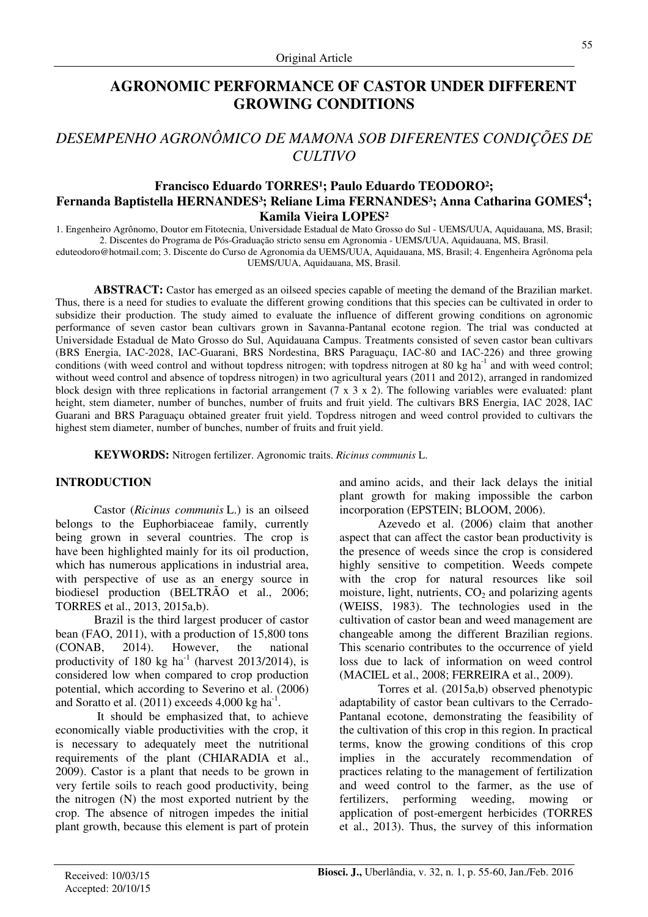Original Article

# AGRONOMIC PERFORMANCE OF CASTOR UNDER DIFFERENT GROWING CONDITIONS

## *DESEMPENHO AGRONÔMICO DE MAMONA SOB DIFERENTES CONDIÇÕES DE CULTIVO*

**Francisco Eduardo TORRES[1]; Paulo Eduardo TEODORO[2]; Fernanda Baptistella HERNANDES[3]; Reliane Lima FERNANDES[3]; Anna Catharina GOMES[4]; Kamila Vieira LOPES[2]**

1. Engenheiro Agrônomo, Doutor em Fitotecnia, Universidade Estadual de Mato Grosso do Sul - UEMS/UUA, Aquidauana, MS, Brasil; 2. Discentes do Programa de Pós-Graduação stricto sensu em Agronomia - UEMS/UUA, Aquidauana, MS, Brasil. eduteodoro@hotmail.com; 3. Discente do Curso de Agronomia da UEMS/UUA, Aquidauana, MS, Brasil; 4. Engenheira Agrônoma pela UEMS/UUA, Aquidauana, MS, Brasil.

**ABSTRACT:** Castor has emerged as an oilseed species capable of meeting the demand of the Brazilian market. Thus, there is a need for studies to evaluate the different growing conditions that this species can be cultivated in order to subsidize their production. The study aimed to evaluate the influence of different growing conditions on agronomic performance of seven castor bean cultivars grown in Savanna-Pantanal ecotone region. The trial was conducted at Universidade Estadual de Mato Grosso do Sul, Aquidauana Campus. Treatments consisted of seven castor bean cultivars (BRS Energia, IAC-2028, IAC-Guarani, BRS Nordestina, BRS Paraguaçu, IAC-80 and IAC-226) and three growing conditions (with weed control and without topdress nitrogen; with topdress nitrogen at 80 kg ha$^{-1}$ and with weed control; without weed control and absence of topdress nitrogen) in two agricultural years (2011 and 2012), arranged in randomized block design with three replications in factorial arrangement (7 x 3 x 2). The following variables were evaluated: plant height, stem diameter, number of bunches, number of fruits and fruit yield. The cultivars BRS Energia, IAC 2028, IAC Guarani and BRS Paraguaçu obtained greater fruit yield. Topdress nitrogen and weed control provided to cultivars the highest stem diameter, number of bunches, number of fruits and fruit yield.

**KEYWORDS:** Nitrogen fertilizer. Agronomic traits. *Ricinus communis* L.

## INTRODUCTION

Castor (*Ricinus communis* L.) is an oilseed belongs to the Euphorbiaceae family, currently being grown in several countries. The crop is have been highlighted mainly for its oil production, which has numerous applications in industrial area, with perspective of use as an energy source in biodiesel production (BELTRÃO et al., 2006; TORRES et al., 2013, 2015a,b).

Brazil is the third largest producer of castor bean (FAO, 2011), with a production of 15,800 tons (CONAB, 2014). However, the national productivity of 180 kg ha$^{-1}$ (harvest 2013/2014), is considered low when compared to crop production potential, which according to Severino et al. (2006) and Soratto et al. (2011) exceeds 4,000 kg ha$^{-1}$.

It should be emphasized that, to achieve economically viable productivities with the crop, it is necessary to adequately meet the nutritional requirements of the plant (CHIARADIA et al., 2009). Castor is a plant that needs to be grown in very fertile soils to reach good productivity, being the nitrogen (N) the most exported nutrient by the crop. The absence of nitrogen impedes the initial plant growth, because this element is part of protein and amino acids, and their lack delays the initial plant growth for making impossible the carbon incorporation (EPSTEIN; BLOOM, 2006).

Azevedo et al. (2006) claim that another aspect that can affect the castor bean productivity is the presence of weeds since the crop is considered highly sensitive to competition. Weeds compete with the crop for natural resources like soil moisture, light, nutrients, $CO_2$ and polarizing agents (WEISS, 1983). The technologies used in the cultivation of castor bean and weed management are changeable among the different Brazilian regions. This scenario contributes to the occurrence of yield loss due to lack of information on weed control (MACIEL et al., 2008; FERREIRA et al., 2009).

Torres et al. (2015a,b) observed phenotypic adaptability of castor bean cultivars to the Cerrado-Pantanal ecotone, demonstrating the feasibility of the cultivation of this crop in this region. In practical terms, know the growing conditions of this crop implies in the accurately recommendation of practices relating to the management of fertilization and weed control to the farmer, as the use of fertilizers, performing weeding, mowing or application of post-emergent herbicides (TORRES et al., 2013). Thus, the survey of this information

Received: 10/03/15
Accepted: 20/10/15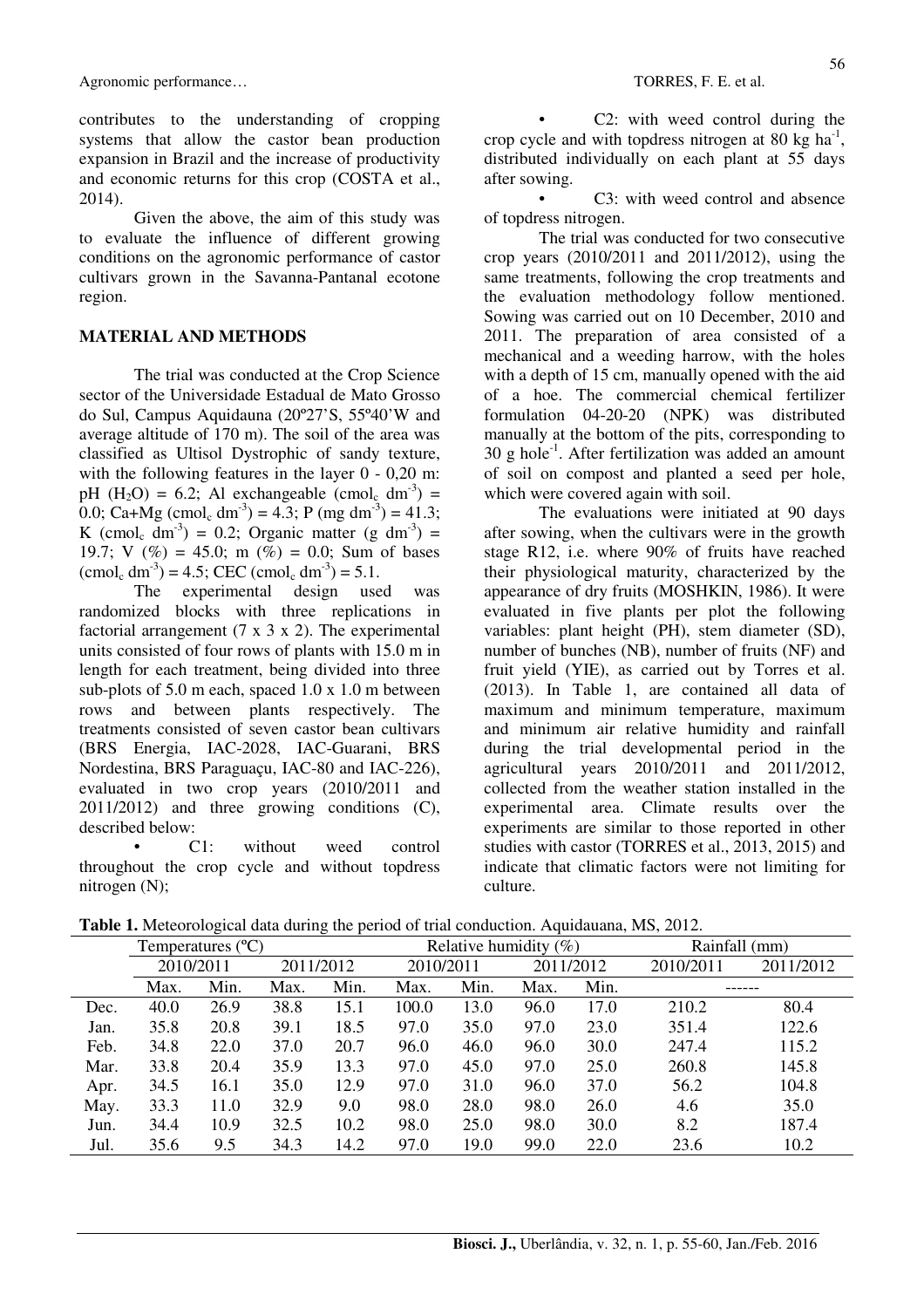contributes to the understanding of cropping systems that allow the castor bean production expansion in Brazil and the increase of productivity and economic returns for this crop (COSTA et al., 2014).

Given the above, the aim of this study was to evaluate the influence of different growing conditions on the agronomic performance of castor cultivars grown in the Savanna-Pantanal ecotone region.

## MATERIAL AND METHODS

The trial was conducted at the Crop Science sector of the Universidade Estadual de Mato Grosso do Sul, Campus Aquidauna (20º27'S, 55º40'W and average altitude of 170 m). The soil of the area was classified as Ultisol Dystrophic of sandy texture, with the following features in the layer 0 - 0,20 m: pH ($H_2O$) = 6.2; Al exchangeable ($cmol_c\ dm^{-3}$) = 0.0; Ca+Mg ($cmol_c\ dm^{-3}$) = 4.3; P ($mg\ dm^{-3}$) = 41.3; K ($cmol_c\ dm^{-3}$) = 0.2; Organic matter ($g\ dm^{-3}$) = 19.7; V (%) = 45.0; m (%) = 0.0; Sum of bases ($cmol_c\ dm^{-3}$) = 4.5; CEC ($cmol_c\ dm^{-3}$) = 5.1.

The experimental design used was randomized blocks with three replications in factorial arrangement (7 x 3 x 2). The experimental units consisted of four rows of plants with 15.0 m in length for each treatment, being divided into three sub-plots of 5.0 m each, spaced 1.0 x 1.0 m between rows and between plants respectively. The treatments consisted of seven castor bean cultivars (BRS Energia, IAC-2028, IAC-Guarani, BRS Nordestina, BRS Paraguaçu, IAC-80 and IAC-226), evaluated in two crop years (2010/2011 and 2011/2012) and three growing conditions (C), described below:

- C1: without weed control throughout the crop cycle and without topdress nitrogen (N);
- C2: with weed control during the crop cycle and with topdress nitrogen at 80 kg $ha^{-1}$, distributed individually on each plant at 55 days after sowing.
- C3: with weed control and absence of topdress nitrogen.

The trial was conducted for two consecutive crop years (2010/2011 and 2011/2012), using the same treatments, following the crop treatments and the evaluation methodology follow mentioned. Sowing was carried out on 10 December, 2010 and 2011. The preparation of area consisted of a mechanical and a weeding harrow, with the holes with a depth of 15 cm, manually opened with the aid of a hoe. The commercial chemical fertilizer formulation 04-20-20 (NPK) was distributed manually at the bottom of the pits, corresponding to 30 g $hole^{-1}$. After fertilization was added an amount of soil on compost and planted a seed per hole, which were covered again with soil.

The evaluations were initiated at 90 days after sowing, when the cultivars were in the growth stage R12, i.e. where 90% of fruits have reached their physiological maturity, characterized by the appearance of dry fruits (MOSHKIN, 1986). It were evaluated in five plants per plot the following variables: plant height (PH), stem diameter (SD), number of bunches (NB), number of fruits (NF) and fruit yield (YIE), as carried out by Torres et al. (2013). In Table 1, are contained all data of maximum and minimum temperature, maximum and minimum air relative humidity and rainfall during the trial developmental period in the agricultural years 2010/2011 and 2011/2012, collected from the weather station installed in the experimental area. Climate results over the experiments are similar to those reported in other studies with castor (TORRES et al., 2013, 2015) and indicate that climatic factors were not limiting for culture.

**Table 1.** Meteorological data during the period of trial conduction. Aquidauana, MS, 2012.

| | Temperatures (ºC) | | | | Relative humidity (%) | | | | Rainfall (mm) | |
|---|---|---|---|---|---|---|---|---|---|---|
| | 2010/2011 | | 2011/2012 | | 2010/2011 | | 2011/2012 | | 2010/2011 | 2011/2012 |
| | Max. | Min. | Max. | Min. | Max. | Min. | Max. | Min. | ------ | |
| Dec. | 40.0 | 26.9 | 38.8 | 15.1 | 100.0 | 13.0 | 96.0 | 17.0 | 210.2 | 80.4 |
| Jan. | 35.8 | 20.8 | 39.1 | 18.5 | 97.0 | 35.0 | 97.0 | 23.0 | 351.4 | 122.6 |
| Feb. | 34.8 | 22.0 | 37.0 | 20.7 | 96.0 | 46.0 | 96.0 | 30.0 | 247.4 | 115.2 |
| Mar. | 33.8 | 20.4 | 35.9 | 13.3 | 97.0 | 45.0 | 97.0 | 25.0 | 260.8 | 145.8 |
| Apr. | 34.5 | 16.1 | 35.0 | 12.9 | 97.0 | 31.0 | 96.0 | 37.0 | 56.2 | 104.8 |
| May. | 33.3 | 11.0 | 32.9 | 9.0 | 98.0 | 28.0 | 98.0 | 26.0 | 4.6 | 35.0 |
| Jun. | 34.4 | 10.9 | 32.5 | 10.2 | 98.0 | 25.0 | 98.0 | 30.0 | 8.2 | 187.4 |
| Jul. | 35.6 | 9.5 | 34.3 | 14.2 | 97.0 | 19.0 | 99.0 | 22.0 | 23.6 | 10.2 |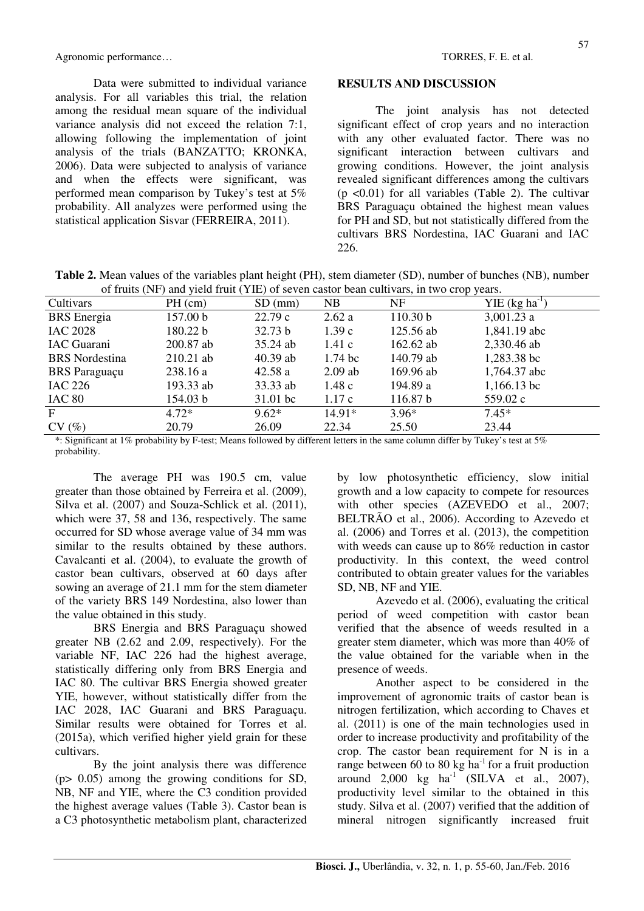Data were submitted to individual variance analysis. For all variables this trial, the relation among the residual mean square of the individual variance analysis did not exceed the relation 7:1, allowing following the implementation of joint analysis of the trials (BANZATTO; KRONKA, 2006). Data were subjected to analysis of variance and when the effects were significant, was performed mean comparison by Tukey's test at 5% probability. All analyzes were performed using the statistical application Sisvar (FERREIRA, 2011).

## RESULTS AND DISCUSSION

The joint analysis has not detected significant effect of crop years and no interaction with any other evaluated factor. There was no significant interaction between cultivars and growing conditions. However, the joint analysis revealed significant differences among the cultivars ($p < 0.01$) for all variables (Table 2). The cultivar BRS Paraguaçu obtained the highest mean values for PH and SD, but not statistically differed from the cultivars BRS Nordestina, IAC Guarani and IAC 226.

**Table 2.** Mean values of the variables plant height (PH), stem diameter (SD), number of bunches (NB), number of fruits (NF) and yield fruit (YIE) of seven castor bean cultivars, in two crop years.

| Cultivars | PH (cm) | SD (mm) | NB | NF | YIE (kg ha$^{-1}$) |
|---|---|---|---|---|---|
| BRS Energia | 157.00 b | 22.79 c | 2.62 a | 110.30 b | 3,001.23 a |
| IAC 2028 | 180.22 b | 32.73 b | 1.39 c | 125.56 ab | 1,841.19 abc |
| IAC Guarani | 200.87 ab | 35.24 ab | 1.41 c | 162.62 ab | 2,330.46 ab |
| BRS Nordestina | 210.21 ab | 40.39 ab | 1.74 bc | 140.79 ab | 1,283.38 bc |
| BRS Paraguaçu | 238.16 a | 42.58 a | 2.09 ab | 169.96 ab | 1,764.37 abc |
| IAC 226 | 193.33 ab | 33.33 ab | 1.48 c | 194.89 a | 1,166.13 bc |
| IAC 80 | 154.03 b | 31.01 bc | 1.17 c | 116.87 b | 559.02 c |
| F | 4.72* | 9.62* | 14.91* | 3.96* | 7.45* |
| CV (%) | 20.79 | 26.09 | 22.34 | 25.50 | 23.44 |

*: Significant at 1% probability by F-test; Means followed by different letters in the same column differ by Tukey's test at 5% probability.

The average PH was 190.5 cm, value greater than those obtained by Ferreira et al. (2009), Silva et al. (2007) and Souza-Schlick et al. (2011), which were 37, 58 and 136, respectively. The same occurred for SD whose average value of 34 mm was similar to the results obtained by these authors. Cavalcanti et al. (2004), to evaluate the growth of castor bean cultivars, observed at 60 days after sowing an average of 21.1 mm for the stem diameter of the variety BRS 149 Nordestina, also lower than the value obtained in this study.

BRS Energia and BRS Paraguaçu showed greater NB (2.62 and 2.09, respectively). For the variable NF, IAC 226 had the highest average, statistically differing only from BRS Energia and IAC 80. The cultivar BRS Energia showed greater YIE, however, without statistically differ from the IAC 2028, IAC Guarani and BRS Paraguaçu. Similar results were obtained for Torres et al. (2015a), which verified higher yield grain for these cultivars.

By the joint analysis there was difference ($p > 0.05$) among the growing conditions for SD, NB, NF and YIE, where the C3 condition provided the highest average values (Table 3). Castor bean is a C3 photosynthetic metabolism plant, characterized by low photosynthetic efficiency, slow initial growth and a low capacity to compete for resources with other species (AZEVEDO et al., 2007; BELTRÃO et al., 2006). According to Azevedo et al. (2006) and Torres et al. (2013), the competition with weeds can cause up to 86% reduction in castor productivity. In this context, the weed control contributed to obtain greater values for the variables SD, NB, NF and YIE.

Azevedo et al. (2006), evaluating the critical period of weed competition with castor bean verified that the absence of weeds resulted in a greater stem diameter, which was more than 40% of the value obtained for the variable when in the presence of weeds.

Another aspect to be considered in the improvement of agronomic traits of castor bean is nitrogen fertilization, which according to Chaves et al. (2011) is one of the main technologies used in order to increase productivity and profitability of the crop. The castor bean requirement for N is in a range between 60 to 80 kg ha$^{-1}$ for a fruit production around 2,000 kg ha$^{-1}$ (SILVA et al., 2007), productivity level similar to the obtained in this study. Silva et al. (2007) verified that the addition of mineral nitrogen significantly increased fruit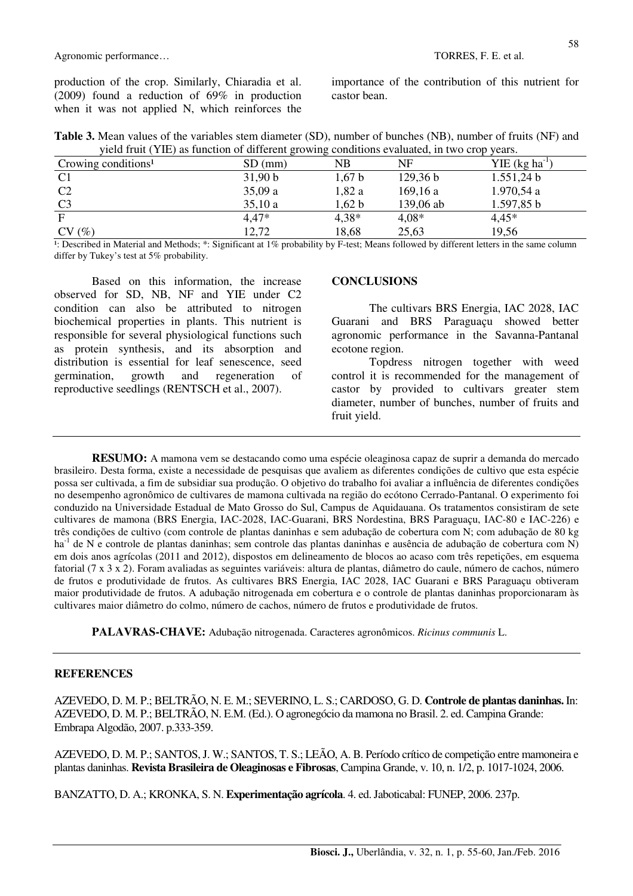production of the crop. Similarly, Chiaradia et al. (2009) found a reduction of 69% in production when it was not applied N, which reinforces the importance of the contribution of this nutrient for castor bean.

**Table 3.** Mean values of the variables stem diameter (SD), number of bunches (NB), number of fruits (NF) and yield fruit (YIE) as function of different growing conditions evaluated, in two crop years.

| Crowing conditions[1] | SD (mm) | NB | NF | YIE (kg ha$^{-1}$) |
|---|---|---|---|---|
| C1 | 31,90 b | 1,67 b | 129,36 b | 1.551,24 b |
| C2 | 35,09 a | 1,82 a | 169,16 a | 1.970,54 a |
| C3 | 35,10 a | 1,62 b | 139,06 ab | 1.597,85 b |
| F | 4,47* | 4,38* | 4,08* | 4,45* |
| CV (%) | 12,72 | 18,68 | 25,63 | 19,56 |

[1]: Described in Material and Methods; *: Significant at 1% probability by F-test; Means followed by different letters in the same column differ by Tukey's test at 5% probability.

Based on this information, the increase observed for SD, NB, NF and YIE under C2 condition can also be attributed to nitrogen biochemical properties in plants. This nutrient is responsible for several physiological functions such as protein synthesis, and its absorption and distribution is essential for leaf senescence, seed germination, growth and regeneration of reproductive seedlings (RENTSCH et al., 2007).

## CONCLUSIONS

The cultivars BRS Energia, IAC 2028, IAC Guarani and BRS Paraguaçu showed better agronomic performance in the Savanna-Pantanal ecotone region.

Topdress nitrogen together with weed control it is recommended for the management of castor by provided to cultivars greater stem diameter, number of bunches, number of fruits and fruit yield.

---

**RESUMO:** A mamona vem se destacando como uma espécie oleaginosa capaz de suprir a demanda do mercado brasileiro. Desta forma, existe a necessidade de pesquisas que avaliem as diferentes condições de cultivo que esta espécie possa ser cultivada, a fim de subsidiar sua produção. O objetivo do trabalho foi avaliar a influência de diferentes condições no desempenho agronômico de cultivares de mamona cultivada na região do ecótono Cerrado-Pantanal. O experimento foi conduzido na Universidade Estadual de Mato Grosso do Sul, Campus de Aquidauana. Os tratamentos consistiram de sete cultivares de mamona (BRS Energia, IAC-2028, IAC-Guarani, BRS Nordestina, BRS Paraguaçu, IAC-80 e IAC-226) e três condições de cultivo (com controle de plantas daninhas e sem adubação de cobertura com N; com adubação de 80 kg ha$^{-1}$ de N e controle de plantas daninhas; sem controle das plantas daninhas e ausência de adubação de cobertura com N) em dois anos agrícolas (2011 and 2012), dispostos em delineamento de blocos ao acaso com três repetições, em esquema fatorial (7 x 3 x 2). Foram avaliadas as seguintes variáveis: altura de plantas, diâmetro do caule, número de cachos, número de frutos e produtividade de frutos. As cultivares BRS Energia, IAC 2028, IAC Guarani e BRS Paraguaçu obtiveram maior produtividade de frutos. A adubação nitrogenada em cobertura e o controle de plantas daninhas proporcionaram às cultivares maior diâmetro do colmo, número de cachos, número de frutos e produtividade de frutos.

**PALAVRAS-CHAVE:** Adubação nitrogenada. Caracteres agronômicos. *Ricinus communis* L.

---

## REFERENCES

AZEVEDO, D. M. P.; BELTRÃO, N. E. M.; SEVERINO, L. S.; CARDOSO, G. D. **Controle de plantas daninhas.** In: AZEVEDO, D. M. P.; BELTRÃO, N. E.M. (Ed.). O agronegócio da mamona no Brasil. 2. ed. Campina Grande: Embrapa Algodão, 2007. p.333-359.

AZEVEDO, D. M. P.; SANTOS, J. W.; SANTOS, T. S.; LEÃO, A. B. Período crítico de competição entre mamoneira e plantas daninhas. **Revista Brasileira de Oleaginosas e Fibrosas**, Campina Grande, v. 10, n. 1/2, p. 1017-1024, 2006.

BANZATTO, D. A.; KRONKA, S. N. **Experimentação agrícola**. 4. ed. Jaboticabal: FUNEP, 2006. 237p.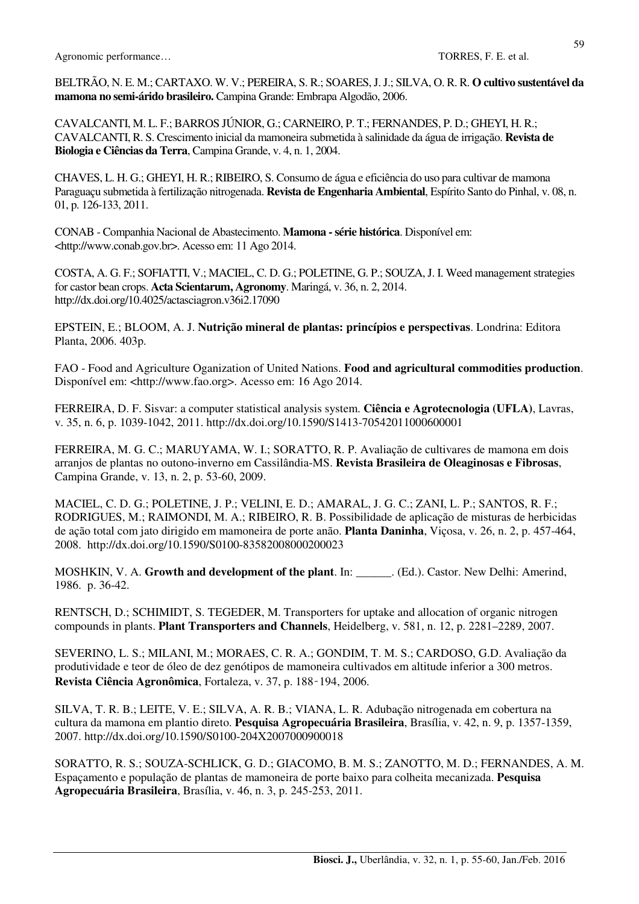BELTRÃO, N. E. M.; CARTAXO. W. V.; PEREIRA, S. R.; SOARES, J. J.; SILVA, O. R. R. **O cultivo sustentável da mamona no semi-árido brasileiro.** Campina Grande: Embrapa Algodão, 2006.

CAVALCANTI, M. L. F.; BARROS JÚNIOR, G.; CARNEIRO, P. T.; FERNANDES, P. D.; GHEYI, H. R.; CAVALCANTI, R. S. Crescimento inicial da mamoneira submetida à salinidade da água de irrigação. **Revista de Biologia e Ciências da Terra**, Campina Grande, v. 4, n. 1, 2004.

CHAVES, L. H. G.; GHEYI, H. R.; RIBEIRO, S. Consumo de água e eficiência do uso para cultivar de mamona Paraguaçu submetida à fertilização nitrogenada. **Revista de Engenharia Ambiental**, Espírito Santo do Pinhal, v. 08, n. 01, p. 126-133, 2011.

CONAB - Companhia Nacional de Abastecimento. **Mamona - série histórica**. Disponível em: <http://www.conab.gov.br>. Acesso em: 11 Ago 2014.

COSTA, A. G. F.; SOFIATTI, V.; MACIEL, C. D. G.; POLETINE, G. P.; SOUZA, J. I. Weed management strategies for castor bean crops. **Acta Scientarum, Agronomy**. Maringá, v. 36, n. 2, 2014. http://dx.doi.org/10.4025/actasciagron.v36i2.17090

EPSTEIN, E.; BLOOM, A. J. **Nutrição mineral de plantas: princípios e perspectivas**. Londrina: Editora Planta, 2006. 403p.

FAO - Food and Agriculture Oganization of United Nations. **Food and agricultural commodities production**. Disponível em: <http://www.fao.org>. Acesso em: 16 Ago 2014.

FERREIRA, D. F. Sisvar: a computer statistical analysis system. **Ciência e Agrotecnologia (UFLA)**, Lavras, v. 35, n. 6, p. 1039-1042, 2011. http://dx.doi.org/10.1590/S1413-70542011000600001

FERREIRA, M. G. C.; MARUYAMA, W. I.; SORATTO, R. P. Avaliação de cultivares de mamona em dois arranjos de plantas no outono-inverno em Cassilândia-MS. **Revista Brasileira de Oleaginosas e Fibrosas**, Campina Grande, v. 13, n. 2, p. 53-60, 2009.

MACIEL, C. D. G.; POLETINE, J. P.; VELINI, E. D.; AMARAL, J. G. C.; ZANI, L. P.; SANTOS, R. F.; RODRIGUES, M.; RAIMONDI, M. A.; RIBEIRO, R. B. Possibilidade de aplicação de misturas de herbicidas de ação total com jato dirigido em mamoneira de porte anão. **Planta Daninha**, Viçosa, v. 26, n. 2, p. 457-464, 2008. http://dx.doi.org/10.1590/S0100-83582008000200023

MOSHKIN, V. A. **Growth and development of the plant**. In: ______. (Ed.). Castor. New Delhi: Amerind, 1986. p. 36-42.

RENTSCH, D.; SCHIMIDT, S. TEGEDER, M. Transporters for uptake and allocation of organic nitrogen compounds in plants. **Plant Transporters and Channels**, Heidelberg, v. 581, n. 12, p. 2281–2289, 2007.

SEVERINO, L. S.; MILANI, M.; MORAES, C. R. A.; GONDIM, T. M. S.; CARDOSO, G.D. Avaliação da produtividade e teor de óleo de dez genótipos de mamoneira cultivados em altitude inferior a 300 metros. **Revista Ciência Agronômica**, Fortaleza, v. 37, p. 188-194, 2006.

SILVA, T. R. B.; LEITE, V. E.; SILVA, A. R. B.; VIANA, L. R. Adubação nitrogenada em cobertura na cultura da mamona em plantio direto. **Pesquisa Agropecuária Brasileira**, Brasília, v. 42, n. 9, p. 1357-1359, 2007. http://dx.doi.org/10.1590/S0100-204X2007000900018

SORATTO, R. S.; SOUZA-SCHLICK, G. D.; GIACOMO, B. M. S.; ZANOTTO, M. D.; FERNANDES, A. M. Espaçamento e população de plantas de mamoneira de porte baixo para colheita mecanizada. **Pesquisa Agropecuária Brasileira**, Brasília, v. 46, n. 3, p. 245-253, 2011.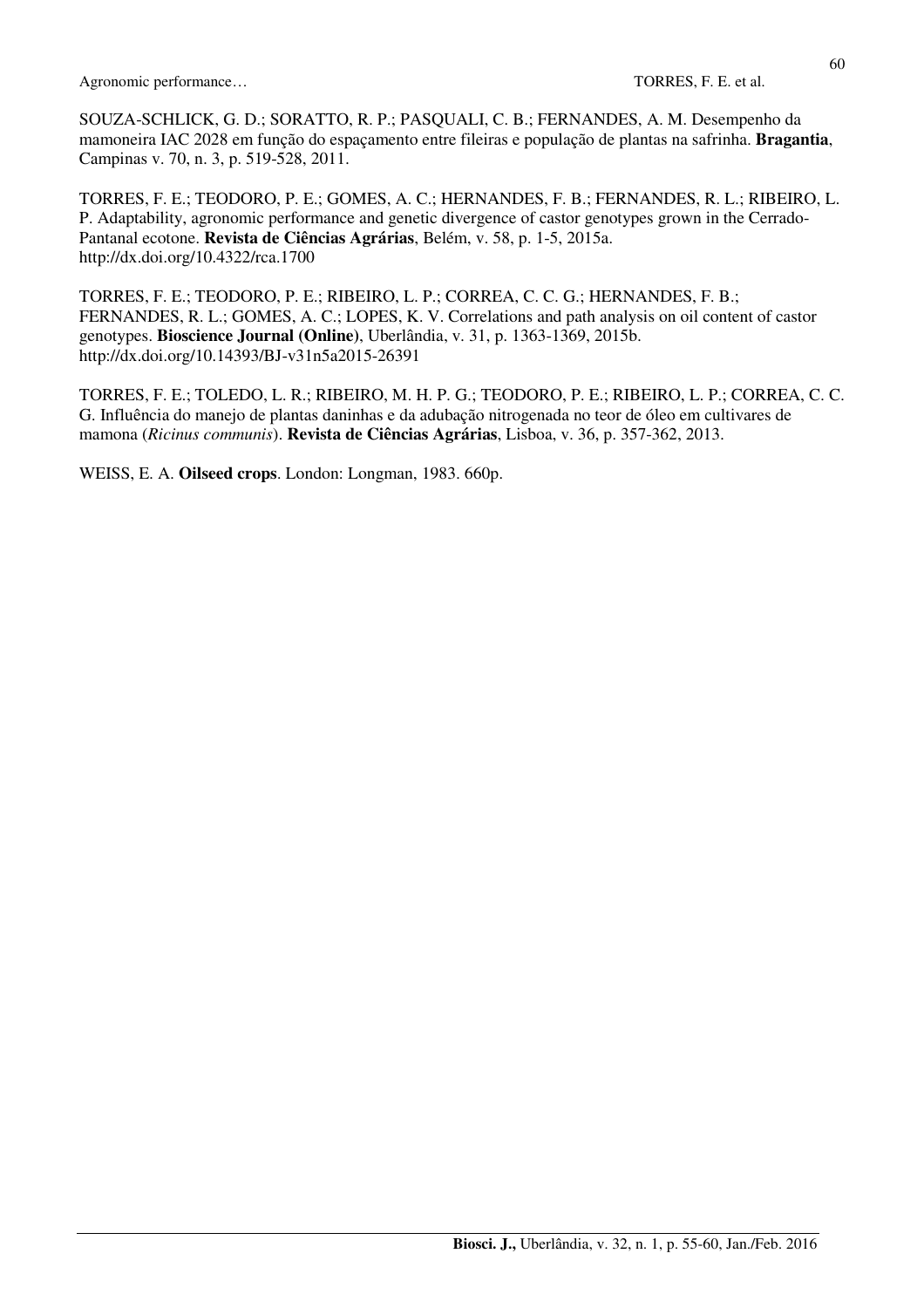SOUZA-SCHLICK, G. D.; SORATTO, R. P.; PASQUALI, C. B.; FERNANDES, A. M. Desempenho da mamoneira IAC 2028 em função do espaçamento entre fileiras e população de plantas na safrinha. **Bragantia**, Campinas v. 70, n. 3, p. 519-528, 2011.

TORRES, F. E.; TEODORO, P. E.; GOMES, A. C.; HERNANDES, F. B.; FERNANDES, R. L.; RIBEIRO, L. P. Adaptability, agronomic performance and genetic divergence of castor genotypes grown in the Cerrado-Pantanal ecotone. **Revista de Ciências Agrárias**, Belém, v. 58, p. 1-5, 2015a. http://dx.doi.org/10.4322/rca.1700

TORRES, F. E.; TEODORO, P. E.; RIBEIRO, L. P.; CORREA, C. C. G.; HERNANDES, F. B.; FERNANDES, R. L.; GOMES, A. C.; LOPES, K. V. Correlations and path analysis on oil content of castor genotypes. **Bioscience Journal (Online)**, Uberlândia, v. 31, p. 1363-1369, 2015b. http://dx.doi.org/10.14393/BJ-v31n5a2015-26391

TORRES, F. E.; TOLEDO, L. R.; RIBEIRO, M. H. P. G.; TEODORO, P. E.; RIBEIRO, L. P.; CORREA, C. C. G. Influência do manejo de plantas daninhas e da adubação nitrogenada no teor de óleo em cultivares de mamona (*Ricinus communis*). **Revista de Ciências Agrárias**, Lisboa, v. 36, p. 357-362, 2013.

WEISS, E. A. **Oilseed crops**. London: Longman, 1983. 660p.